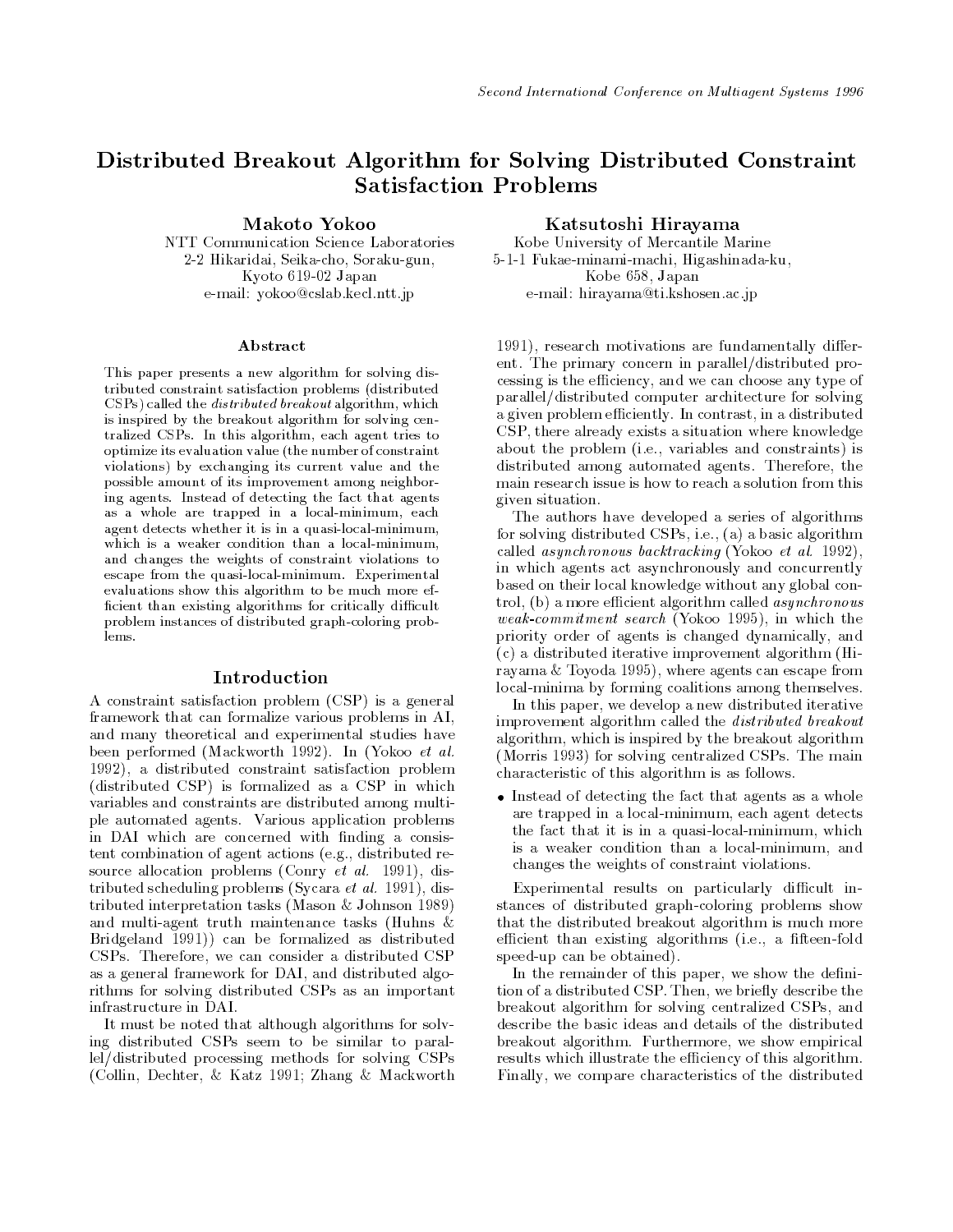# Distributed Breakout Algorithm for Solving Distributed Constraint Satisfaction Problems

**Makoto Yokoo**
NTT Communication Science Laboratories
2-2 Hikaridai, Seika-cho, Soraku-gun,
Kyoto 619-02 Japan
e-mail: yokoo@cslab.kecl.ntt.jp

**Katsutoshi Hirayama**
Kobe University of Mercantile Marine
5-1-1 Fukae-minami-machi, Higashinada-ku,
Kobe 658, Japan
e-mail: hirayama@ti.kshosen.ac.jp

### Abstract

This paper presents a new algorithm for solving distributed constraint satisfaction problems (distributed CSPs) called the *distributed breakout* algorithm, which is inspired by the breakout algorithm for solving centralized CSPs. In this algorithm, each agent tries to optimize its evaluation value (the number of constraint violations) by exchanging its current value and the possible amount of its improvement among neighboring agents. Instead of detecting the fact that agents as a whole are trapped in a local-minimum, each agent detects whether it is in a quasi-local-minimum, which is a weaker condition than a local-minimum, and changes the weights of constraint violations to escape from the quasi-local-minimum. Experimental evaluations show this algorithm to be much more efficient than existing algorithms for critically difficult problem instances of distributed graph-coloring problems.

## Introduction

A constraint satisfaction problem (CSP) is a general framework that can formalize various problems in AI, and many theoretical and experimental studies have been performed (Mackworth 1992). In (Yokoo *et al.* 1992), a distributed constraint satisfaction problem (distributed CSP) is formalized as a CSP in which variables and constraints are distributed among multiple automated agents. Various application problems in DAI which are concerned with finding a consistent combination of agent actions (e.g., distributed resource allocation problems (Conry *et al.* 1991), distributed scheduling problems (Sycara *et al.* 1991), distributed interpretation tasks (Mason & Johnson 1989) and multi-agent truth maintenance tasks (Huhns & Bridgeland 1991)) can be formalized as distributed CSPs. Therefore, we can consider a distributed CSP as a general framework for DAI, and distributed algorithms for solving distributed CSPs as an important infrastructure in DAI.

It must be noted that although algorithms for solving distributed CSPs seem to be similar to parallel/distributed processing methods for solving CSPs (Collin, Dechter, & Katz 1991; Zhang & Mackworth 1991), research motivations are fundamentally different. The primary concern in parallel/distributed processing is the efficiency, and we can choose any type of parallel/distributed computer architecture for solving a given problem efficiently. In contrast, in a distributed CSP, there already exists a situation where knowledge about the problem (i.e., variables and constraints) is distributed among automated agents. Therefore, the main research issue is how to reach a solution from this given situation.

The authors have developed a series of algorithms for solving distributed CSPs, i.e., (a) a basic algorithm called *asynchronous backtracking* (Yokoo *et al.* 1992), in which agents act asynchronously and concurrently based on their local knowledge without any global control, (b) a more efficient algorithm called *asynchronous weak-commitment search* (Yokoo 1995), in which the priority order of agents is changed dynamically, and (c) a distributed iterative improvement algorithm (Hirayama & Toyoda 1995), where agents can escape from local-minima by forming coalitions among themselves.

In this paper, we develop a new distributed iterative improvement algorithm called the *distributed breakout* algorithm, which is inspired by the breakout algorithm (Morris 1993) for solving centralized CSPs. The main characteristic of this algorithm is as follows.

- Instead of detecting the fact that agents as a whole are trapped in a local-minimum, each agent detects the fact that it is in a quasi-local-minimum, which is a weaker condition than a local-minimum, and changes the weights of constraint violations.

Experimental results on particularly difficult instances of distributed graph-coloring problems show that the distributed breakout algorithm is much more efficient than existing algorithms (i.e., a fifteen-fold speed-up can be obtained).

In the remainder of this paper, we show the definition of a distributed CSP. Then, we briefly describe the breakout algorithm for solving centralized CSPs, and describe the basic ideas and details of the distributed breakout algorithm. Furthermore, we show empirical results which illustrate the efficiency of this algorithm. Finally, we compare characteristics of the distributed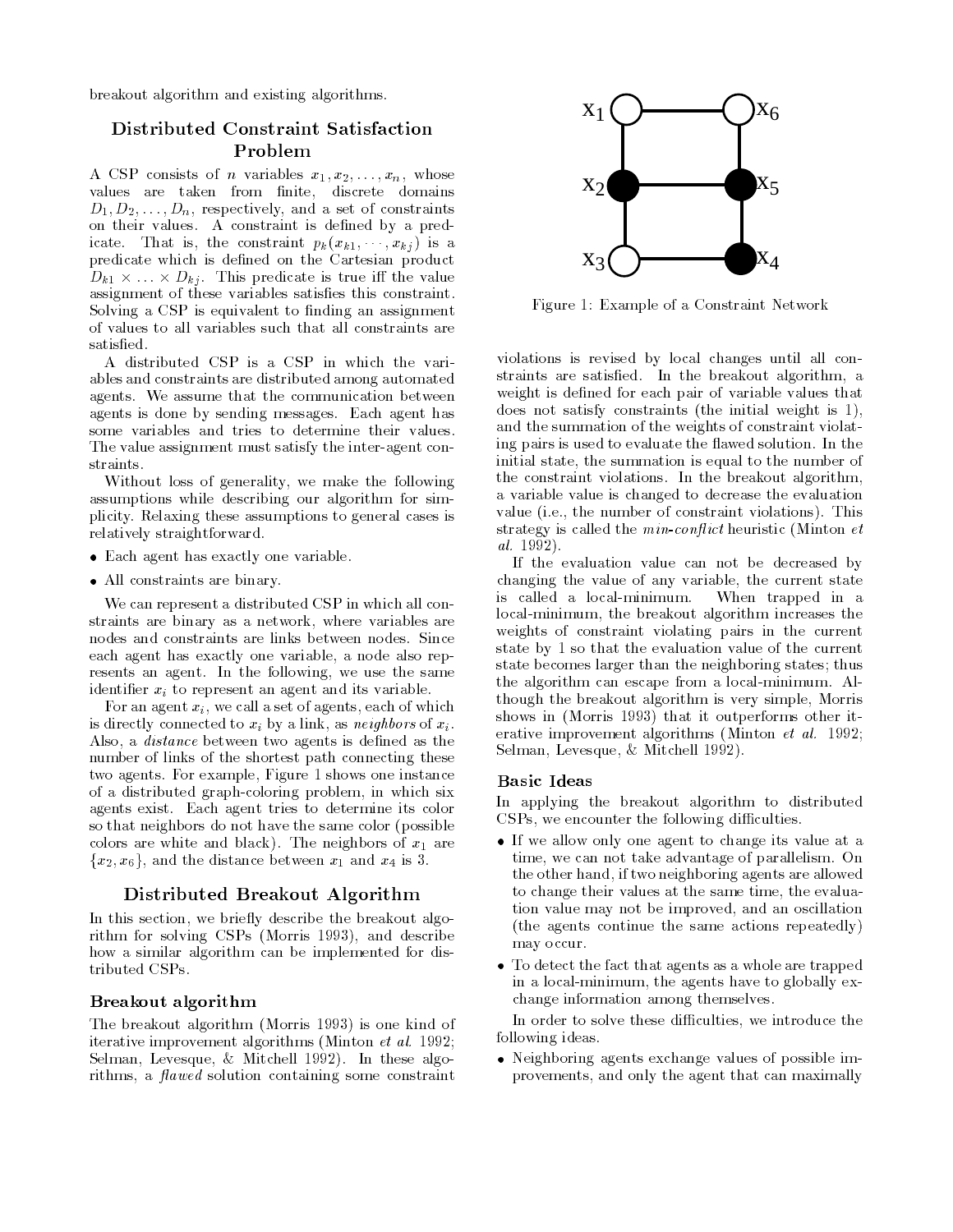breakout algorithm and existing algorithms.

## Distributed Constraint Satisfaction Problem

A CSP consists of $n$ variables $x_1, x_2, \ldots, x_n$, whose values are taken from finite, discrete domains $D_1, D_2, \ldots, D_n$, respectively, and a set of constraints on their values. A constraint is defined by a predicate. That is, the constraint $p_k(x_{k1}, \cdots, x_{kj})$ is a predicate which is defined on the Cartesian product $D_{k1} \times \ldots \times D_{kj}$. This predicate is true iff the value assignment of these variables satisfies this constraint. Solving a CSP is equivalent to finding an assignment of values to all variables such that all constraints are satisfied.

A distributed CSP is a CSP in which the variables and constraints are distributed among automated agents. We assume that the communication between agents is done by sending messages. Each agent has some variables and tries to determine their values. The value assignment must satisfy the inter-agent constraints.

Without loss of generality, we make the following assumptions while describing our algorithm for simplicity. Relaxing these assumptions to general cases is relatively straightforward.

- Each agent has exactly one variable.
- All constraints are binary.

We can represent a distributed CSP in which all constraints are binary as a network, where variables are nodes and constraints are links between nodes. Since each agent has exactly one variable, a node also represents an agent. In the following, we use the same identifier $x_i$ to represent an agent and its variable.

For an agent $x_i$, we call a set of agents, each of which is directly connected to $x_i$ by a link, as *neighbors* of $x_i$. Also, a *distance* between two agents is defined as the number of links of the shortest path connecting these two agents. For example, Figure 1 shows one instance of a distributed graph-coloring problem, in which six agents exist. Each agent tries to determine its color so that neighbors do not have the same color (possible colors are white and black). The neighbors of $x_1$ are $\{x_2, x_6\}$, and the distance between $x_1$ and $x_4$ is 3.

Figure 1: Example of a Constraint Network

## Distributed Breakout Algorithm

In this section, we briefly describe the breakout algorithm for solving CSPs (Morris 1993), and describe how a similar algorithm can be implemented for distributed CSPs.

### Breakout algorithm

The breakout algorithm (Morris 1993) is one kind of iterative improvement algorithms (Minton *et al.* 1992; Selman, Levesque, & Mitchell 1992). In these algorithms, a *flawed* solution containing some constraint violations is revised by local changes until all constraints are satisfied. In the breakout algorithm, a weight is defined for each pair of variable values that does not satisfy constraints (the initial weight is 1), and the summation of the weights of constraint violating pairs is used to evaluate the flawed solution. In the initial state, the summation is equal to the number of the constraint violations. In the breakout algorithm, a variable value is changed to decrease the evaluation value (i.e., the number of constraint violations). This strategy is called the *min-conflict* heuristic (Minton *et al.* 1992).

If the evaluation value can not be decreased by changing the value of any variable, the current state is called a local-minimum. When trapped in a local-minimum, the breakout algorithm increases the weights of constraint violating pairs in the current state by 1 so that the evaluation value of the current state becomes larger than the neighboring states; thus the algorithm can escape from a local-minimum. Although the breakout algorithm is very simple, Morris shows in (Morris 1993) that it outperforms other iterative improvement algorithms (Minton *et al.* 1992; Selman, Levesque, & Mitchell 1992).

### Basic Ideas

In applying the breakout algorithm to distributed CSPs, we encounter the following difficulties.

- If we allow only one agent to change its value at a time, we can not take advantage of parallelism. On the other hand, if two neighboring agents are allowed to change their values at the same time, the evaluation value may not be improved, and an oscillation (the agents continue the same actions repeatedly) may occur.
- To detect the fact that agents as a whole are trapped in a local-minimum, the agents have to globally exchange information among themselves.

In order to solve these difficulties, we introduce the following ideas.

- Neighboring agents exchange values of possible improvements, and only the agent that can maximally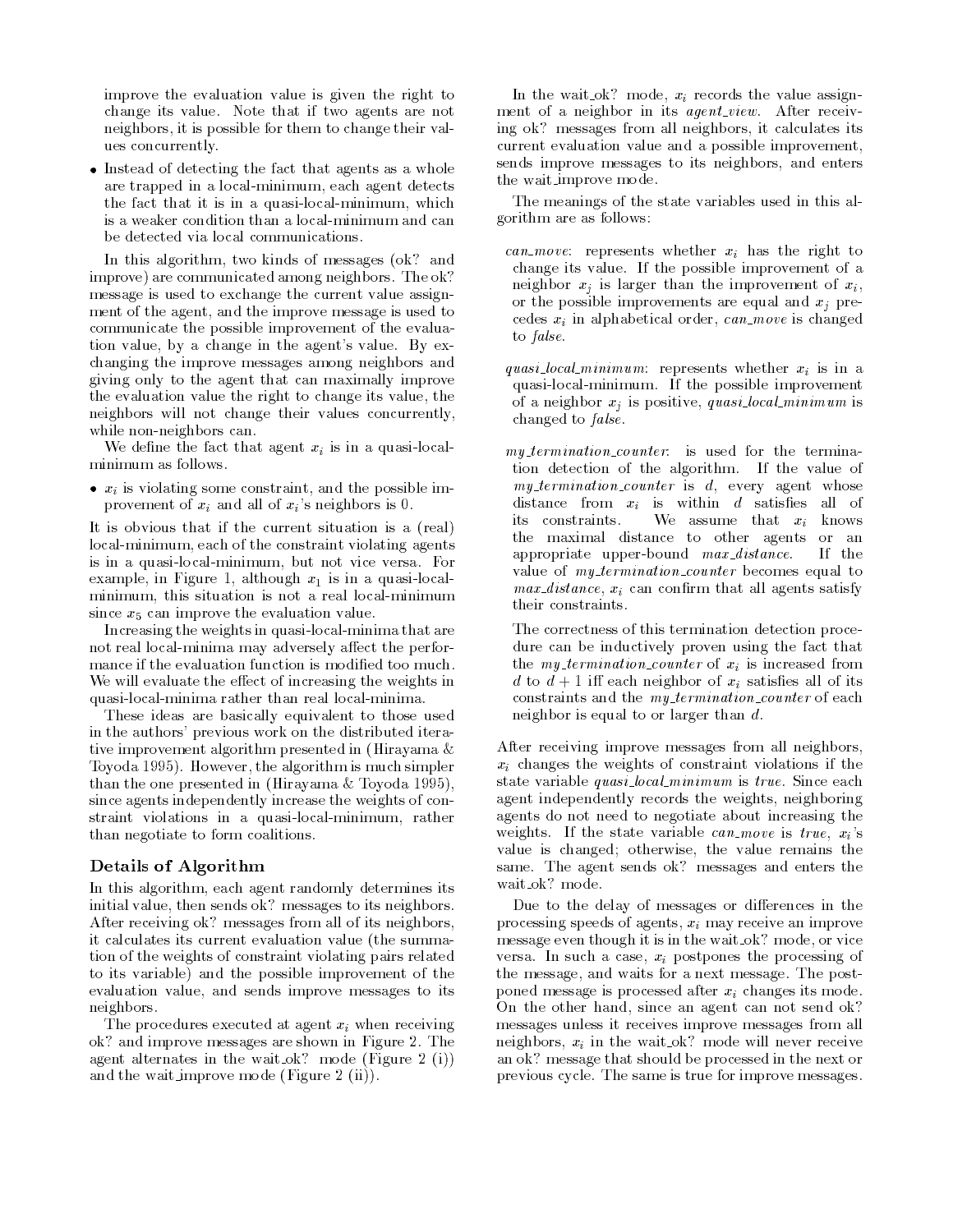improve the evaluation value is given the right to change its value. Note that if two agents are not neighbors, it is possible for them to change their values concurrently.

- Instead of detecting the fact that agents as a whole are trapped in a local-minimum, each agent detects the fact that it is in a quasi-local-minimum, which is a weaker condition than a local-minimum and can be detected via local communications.

In this algorithm, two kinds of messages (ok? and improve) are communicated among neighbors. The ok? message is used to exchange the current value assignment of the agent, and the improve message is used to communicate the possible improvement of the evaluation value, by a change in the agent's value. By exchanging the improve messages among neighbors and giving only to the agent that can maximally improve the evaluation value the right to change its value, the neighbors will not change their values concurrently, while non-neighbors can.

We define the fact that agent $x_i$ is in a quasi-local-minimum as follows.

- $x_i$ is violating some constraint, and the possible improvement of $x_i$ and all of $x_i$'s neighbors is 0.

It is obvious that if the current situation is a (real) local-minimum, each of the constraint violating agents is in a quasi-local-minimum, but not vice versa. For example, in Figure 1, although $x_1$ is in a quasi-local-minimum, this situation is not a real local-minimum since $x_5$ can improve the evaluation value.

Increasing the weights in quasi-local-minima that are not real local-minima may adversely affect the performance if the evaluation function is modified too much. We will evaluate the effect of increasing the weights in quasi-local-minima rather than real local-minima.

These ideas are basically equivalent to those used in the authors' previous work on the distributed iterative improvement algorithm presented in (Hirayama & Toyoda 1995). However, the algorithm is much simpler than the one presented in (Hirayama & Toyoda 1995), since agents independently increase the weights of constraint violations in a quasi-local-minimum, rather than negotiate to form coalitions.

## Details of Algorithm

In this algorithm, each agent randomly determines its initial value, then sends ok? messages to its neighbors. After receiving ok? messages from all of its neighbors, it calculates its current evaluation value (the summation of the weights of constraint violating pairs related to its variable) and the possible improvement of the evaluation value, and sends improve messages to its neighbors.

The procedures executed at agent $x_i$ when receiving ok? and improve messages are shown in Figure 2. The agent alternates in the wait_ok? mode (Figure 2 (i)) and the wait_improve mode (Figure 2 (ii)).

In the wait_ok? mode, $x_i$ records the value assignment of a neighbor in its *agent_view*. After receiving ok? messages from all neighbors, it calculates its current evaluation value and a possible improvement, sends improve messages to its neighbors, and enters the wait_improve mode.

The meanings of the state variables used in this algorithm are as follows:

*can_move*: represents whether $x_i$ has the right to change its value. If the possible improvement of a neighbor $x_j$ is larger than the improvement of $x_i$, or the possible improvements are equal and $x_j$ precedes $x_i$ in alphabetical order, *can_move* is changed to *false*.

*quasi_local_minimum*: represents whether $x_i$ is in a quasi-local-minimum. If the possible improvement of a neighbor $x_j$ is positive, *quasi_local_minimum* is changed to *false*.

*my_termination_counter*: is used for the termination detection of the algorithm. If the value of *my_termination_counter* is $d$, every agent whose distance from $x_i$ is within $d$ satisfies all of its constraints. We assume that $x_i$ knows the maximal distance to other agents or an appropriate upper-bound *max_distance*. If the value of *my_termination_counter* becomes equal to *max_distance*, $x_i$ can confirm that all agents satisfy their constraints.

The correctness of this termination detection procedure can be inductively proven using the fact that the *my_termination_counter* of $x_i$ is increased from $d$ to $d+1$ iff each neighbor of $x_i$ satisfies all of its constraints and the *my_termination_counter* of each neighbor is equal to or larger than $d$.

After receiving improve messages from all neighbors, $x_i$ changes the weights of constraint violations if the state variable *quasi_local_minimum* is *true*. Since each agent independently records the weights, neighboring agents do not need to negotiate about increasing the weights. If the state variable *can_move* is *true*, $x_i$'s value is changed; otherwise, the value remains the same. The agent sends ok? messages and enters the wait_ok? mode.

Due to the delay of messages or differences in the processing speeds of agents, $x_i$ may receive an improve message even though it is in the wait_ok? mode, or vice versa. In such a case, $x_i$ postpones the processing of the message, and waits for a next message. The postponed message is processed after $x_i$ changes its mode. On the other hand, since an agent can not send ok? messages unless it receives improve messages from all neighbors, $x_i$ in the wait_ok? mode will never receive an ok? message that should be processed in the next or previous cycle. The same is true for improve messages.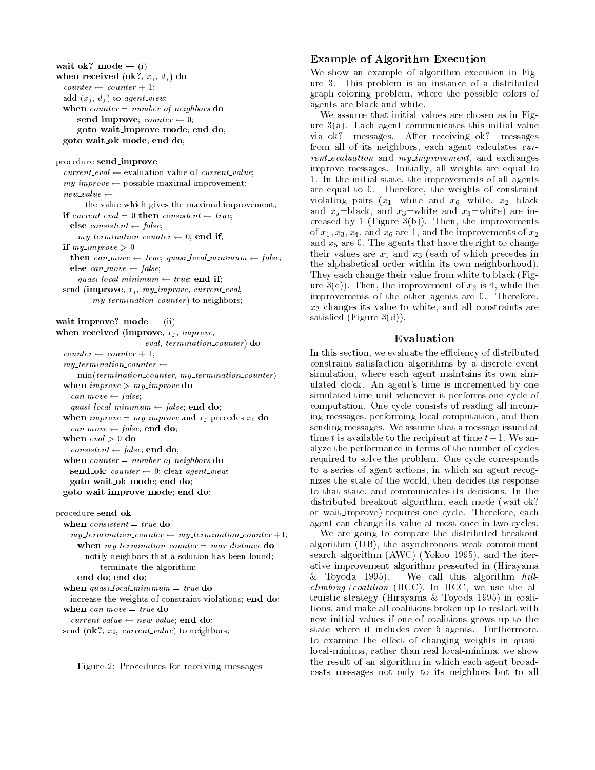```
wait_ok? mode — (i)
when received (ok?, x_j, d_j) do
  counter ← counter + 1;
  add (x_j, d_j) to agent_view;
  when counter = number_of_neighbors do
      send_improve; counter ← 0;
      goto wait_improve mode; end do;
  goto wait_ok mode; end do;

procedure send_improve
  current_eval ← evaluation value of current_value;
  my_improve ← possible maximal improvement;
  new_value ←
        the value which gives the maximal improvement;
  if current_eval = 0 then consistent ← true;
    else consistent ← false;
      my_termination_counter ← 0; end if;
  if my_improve > 0
    then can_move ← true; quasi_local_minimum ← false;
    else can_move ← false;
      quasi_local_minimum ← true; end if;
  send (improve, x_i, my_improve, current_eval,
          my_termination_counter) to neighbors;

wait_improve? mode — (ii)
when received (improve, x_j, improve,
                          eval, termination_counter) do
  counter ← counter + 1;
  my_termination_counter ←
      min(termination_counter, my_termination_counter)
  when improve > my_improve do
    can_move ← false;
    quasi_local_minimum ← false; end do;
  when improve = my_improve and x_j precedes x_i do
    can_move ← false; end do;
  when eval > 0 do
    consistent ← false; end do;
  when counter = number_of_neighbors do
    send_ok; counter ← 0; clear agent_view;
    goto wait_ok mode; end do;
  goto wait_improve mode; end do;

procedure send_ok
  when consistent = true do
    my_termination_counter ← my_termination_counter +1;
      when my_termination_counter = max_distance do
        notify neighbors that a solution has been found;
          terminate the algorithm;
      end do; end do;
  when quasi_local_minimum = true do
    increase the weights of constraint violations; end do;
  when can_move = true do
    current_value ← new_value; end do;
  send (ok?, x_i, current_value) to neighbors;
```

Figure 2: Procedures for receiving messages

## Example of Algorithm Execution

We show an example of algorithm execution in Figure 3. This problem is an instance of a distributed graph-coloring problem, where the possible colors of agents are black and white.

We assume that initial values are chosen as in Figure 3(a). Each agent communicates this initial value via ok? messages. After receiving ok? messages from all of its neighbors, each agent calculates *current_evaluation* and *my_improvement*, and exchanges improve messages. Initially, all weights are equal to 1. In the initial state, the improvements of all agents are equal to 0. Therefore, the weights of constraint violating pairs ($x_1$=white and $x_6$=white, $x_2$=black and $x_5$=black, and $x_3$=white and $x_4$=white) are increased by 1 (Figure 3(b)). Then, the improvements of $x_1, x_3, x_4$, and $x_6$ are 1, and the improvements of $x_2$ and $x_5$ are 0. The agents that have the right to change their values are $x_1$ and $x_3$ (each of which precedes in the alphabetical order within its own neighborhood). They each change their value from white to black (Figure 3(c)). Then, the improvement of $x_2$ is 4, while the improvements of the other agents are 0. Therefore, $x_2$ changes its value to white, and all constraints are satisfied (Figure 3(d)).

## Evaluation

In this section, we evaluate the efficiency of distributed constraint satisfaction algorithms by a discrete event simulation, where each agent maintains its own simulated clock. An agent's time is incremented by one simulated time unit whenever it performs one cycle of computation. One cycle consists of reading all incoming messages, performing local computation, and then sending messages. We assume that a message issued at time $t$ is available to the recipient at time $t+1$. We analyze the performance in terms of the number of cycles required to solve the problem. One cycle corresponds to a series of agent actions, in which an agent recognizes the state of the world, then decides its response to that state, and communicates its decisions. In the distributed breakout algorithm, each mode (wait_ok? or wait_improve) requires one cycle. Therefore, each agent can change its value at most once in two cycles.

We are going to compare the distributed breakout algorithm (DB), the asynchronous weak-commitment search algorithm (AWC) (Yokoo 1995), and the iterative improvement algorithm presented in (Hirayama & Toyoda 1995). We call this algorithm *hill-climbing+coalition* (HCC). In HCC, we use the altruistic strategy (Hirayama & Toyoda 1995) in coalitions, and make all coalitions broken up to restart with new initial values if one of coalitions grows up to the state where it includes over 5 agents. Furthermore, to examine the effect of changing weights in quasi-local-minima, rather than real local-minima, we show the result of an algorithm in which each agent broadcasts messages not only to its neighbors but to all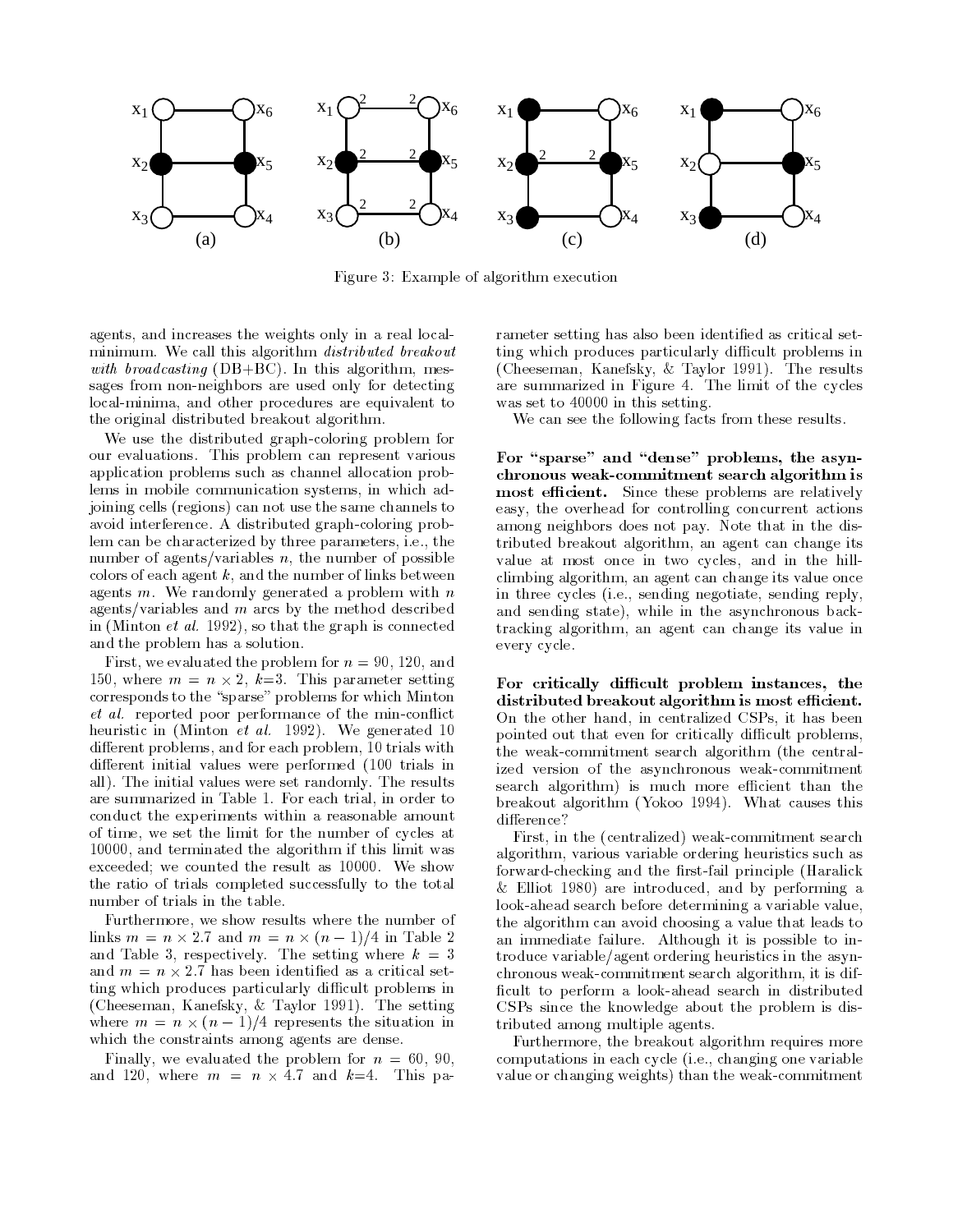Figure 3: Example of algorithm execution

agents, and increases the weights only in a real local-minimum. We call this algorithm *distributed breakout with broadcasting* (DB+BC). In this algorithm, messages from non-neighbors are used only for detecting local-minima, and other procedures are equivalent to the original distributed breakout algorithm.

We use the distributed graph-coloring problem for our evaluations. This problem can represent various application problems such as channel allocation problems in mobile communication systems, in which adjoining cells (regions) can not use the same channels to avoid interference. A distributed graph-coloring problem can be characterized by three parameters, i.e., the number of agents/variables $n$, the number of possible colors of each agent $k$, and the number of links between agents $m$. We randomly generated a problem with $n$ agents/variables and $m$ arcs by the method described in (Minton *et al.* 1992), so that the graph is connected and the problem has a solution.

First, we evaluated the problem for $n = 90$, 120, and 150, where $m = n \times 2$, $k$=3. This parameter setting corresponds to the "sparse" problems for which Minton *et al.* reported poor performance of the min-conflict heuristic in (Minton *et al.* 1992). We generated 10 different problems, and for each problem, 10 trials with different initial values were performed (100 trials in all). The initial values were set randomly. The results are summarized in Table 1. For each trial, in order to conduct the experiments within a reasonable amount of time, we set the limit for the number of cycles at 10000, and terminated the algorithm if this limit was exceeded; we counted the result as 10000. We show the ratio of trials completed successfully to the total number of trials in the table.

Furthermore, we show results where the number of links $m = n \times 2.7$ and $m = n \times (n-1)/4$ in Table 2 and Table 3, respectively. The setting where $k = 3$ and $m = n \times 2.7$ has been identified as a critical setting which produces particularly difficult problems in (Cheeseman, Kanefsky, & Taylor 1991). The setting where $m = n \times (n-1)/4$ represents the situation in which the constraints among agents are dense.

Finally, we evaluated the problem for $n = 60$, 90, and 120, where $m = n \times 4.7$ and $k$=4. This parameter setting has also been identified as critical setting which produces particularly difficult problems in (Cheeseman, Kanefsky, & Taylor 1991). The results are summarized in Figure 4. The limit of the cycles was set to 40000 in this setting.

We can see the following facts from these results.

**For "sparse" and "dense" problems, the asynchronous weak-commitment search algorithm is most efficient.** Since these problems are relatively easy, the overhead for controlling concurrent actions among neighbors does not pay. Note that in the distributed breakout algorithm, an agent can change its value at most once in two cycles, and in the hill-climbing algorithm, an agent can change its value once in three cycles (i.e., sending negotiate, sending reply, and sending state), while in the asynchronous backtracking algorithm, an agent can change its value in every cycle.

**For critically difficult problem instances, the distributed breakout algorithm is most efficient.** On the other hand, in centralized CSPs, it has been pointed out that even for critically difficult problems, the weak-commitment search algorithm (the centralized version of the asynchronous weak-commitment search algorithm) is much more efficient than the breakout algorithm (Yokoo 1994). What causes this difference?

First, in the (centralized) weak-commitment search algorithm, various variable ordering heuristics such as forward-checking and the first-fail principle (Haralick & Elliot 1980) are introduced, and by performing a look-ahead search before determining a variable value, the algorithm can avoid choosing a value that leads to an immediate failure. Although it is possible to introduce variable/agent ordering heuristics in the asynchronous weak-commitment search algorithm, it is difficult to perform a look-ahead search in distributed CSPs since the knowledge about the problem is distributed among multiple agents.

Furthermore, the breakout algorithm requires more computations in each cycle (i.e., changing one variable value or changing weights) than the weak-commitment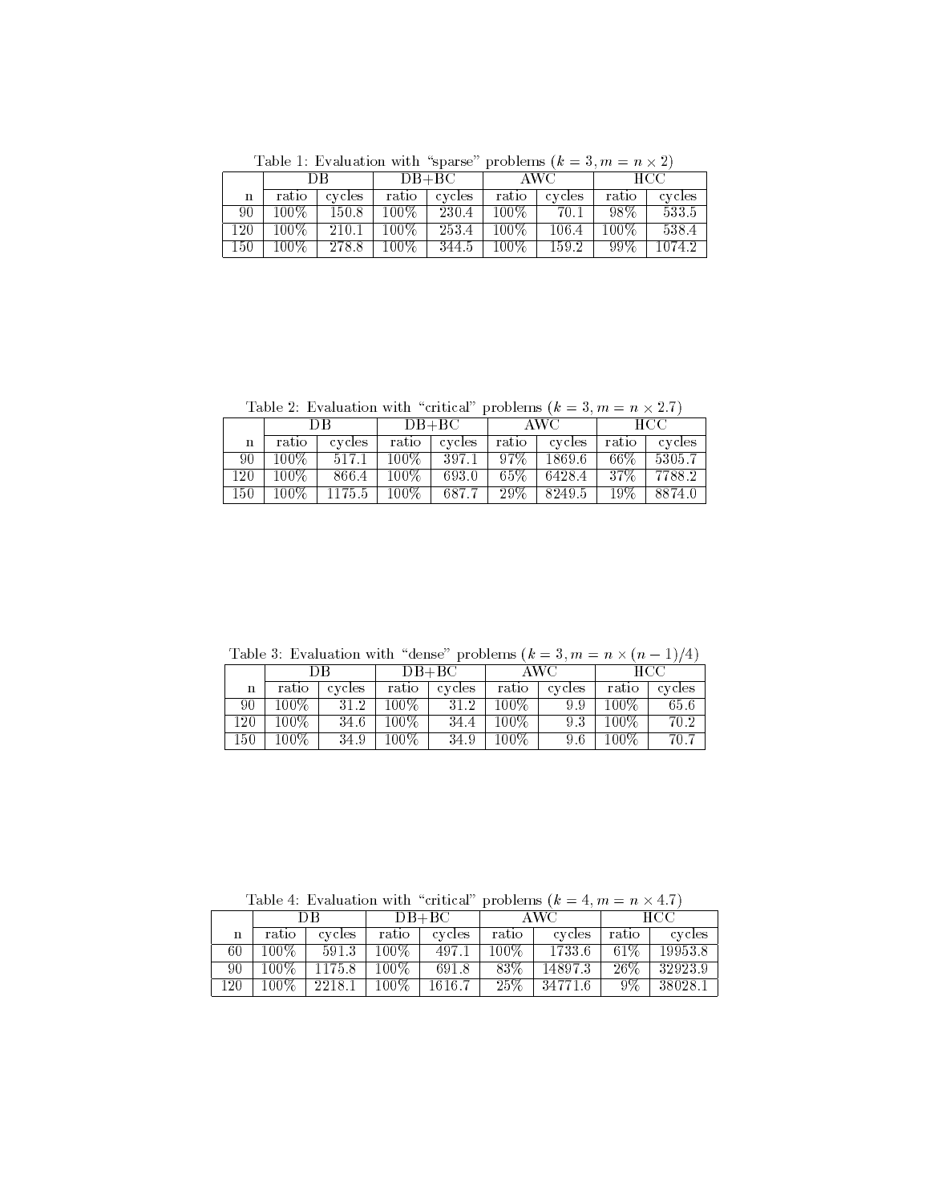Table 1: Evaluation with "sparse" problems ($k = 3, m = n \times 2$)

| | DB | | DB+BC | | AWC | | HCC | |
|---|---|---|---|---|---|---|---|---|
| n | ratio | cycles | ratio | cycles | ratio | cycles | ratio | cycles |
| 90 | 100% | 150.8 | 100% | 230.4 | 100% | 70.1 | 98% | 533.5 |
| 120 | 100% | 210.1 | 100% | 253.4 | 100% | 106.4 | 100% | 538.4 |
| 150 | 100% | 278.8 | 100% | 344.5 | 100% | 159.2 | 99% | 1074.2 |

Table 2: Evaluation with "critical" problems ($k = 3, m = n \times 2.7$)

| | DB | | DB+BC | | AWC | | HCC | |
|---|---|---|---|---|---|---|---|---|
| n | ratio | cycles | ratio | cycles | ratio | cycles | ratio | cycles |
| 90 | 100% | 517.1 | 100% | 397.1 | 97% | 1869.6 | 66% | 5305.7 |
| 120 | 100% | 866.4 | 100% | 693.0 | 65% | 6428.4 | 37% | 7788.2 |
| 150 | 100% | 1175.5 | 100% | 687.7 | 29% | 8249.5 | 19% | 8874.0 |

Table 3: Evaluation with "dense" problems ($k = 3, m = n \times (n-1)/4$)

| | DB | | DB+BC | | AWC | | HCC | |
|---|---|---|---|---|---|---|---|---|
| n | ratio | cycles | ratio | cycles | ratio | cycles | ratio | cycles |
| 90 | 100% | 31.2 | 100% | 31.2 | 100% | 9.9 | 100% | 65.6 |
| 120 | 100% | 34.6 | 100% | 34.4 | 100% | 9.3 | 100% | 70.2 |
| 150 | 100% | 34.9 | 100% | 34.9 | 100% | 9.6 | 100% | 70.7 |

Table 4: Evaluation with "critical" problems ($k = 4, m = n \times 4.7$)

| | DB | | DB+BC | | AWC | | HCC | |
|---|---|---|---|---|---|---|---|---|
| n | ratio | cycles | ratio | cycles | ratio | cycles | ratio | cycles |
| 60 | 100% | 591.3 | 100% | 497.1 | 100% | 1733.6 | 61% | 19953.8 |
| 90 | 100% | 1175.8 | 100% | 691.8 | 83% | 14897.3 | 26% | 32923.9 |
| 120 | 100% | 2218.1 | 100% | 1616.7 | 25% | 34771.6 | 9% | 38028.1 |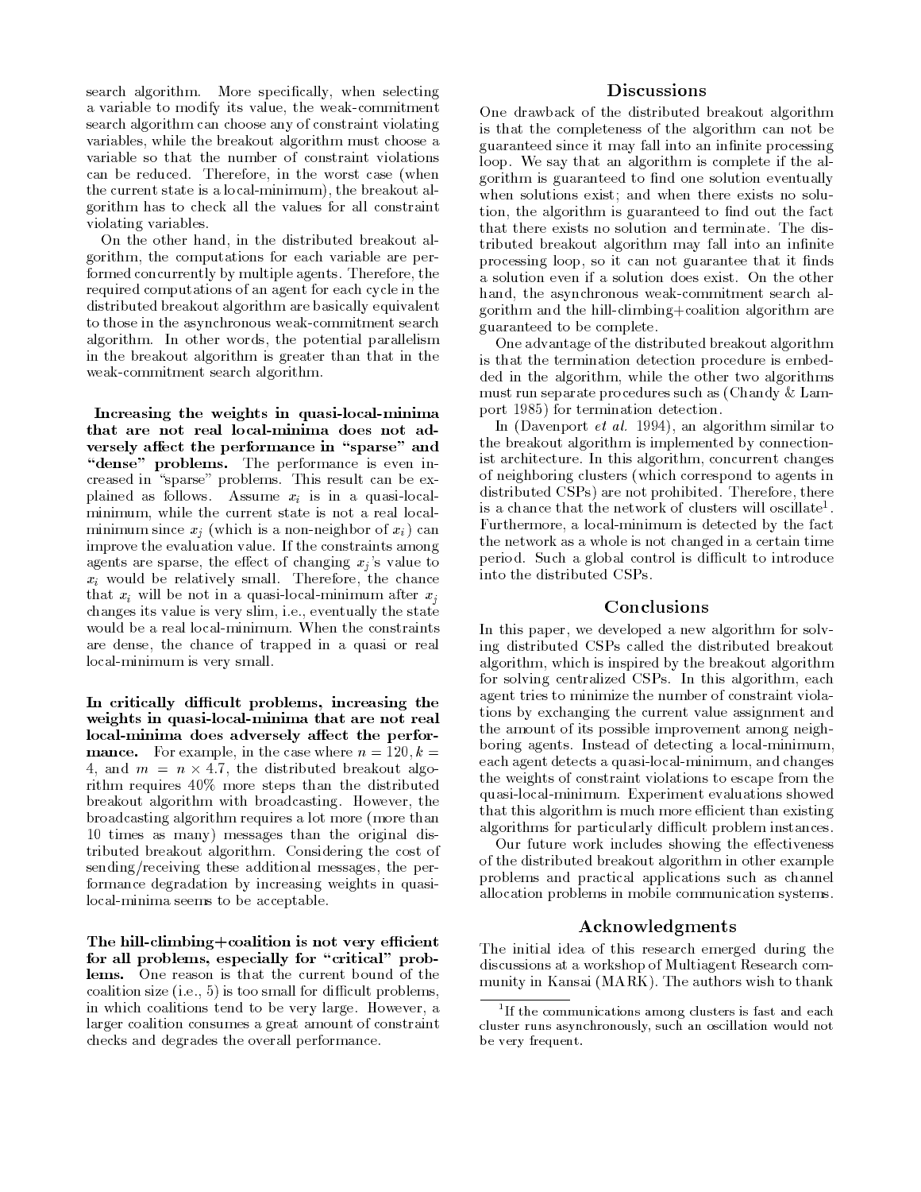search algorithm. More specifically, when selecting a variable to modify its value, the weak-commitment search algorithm can choose any of constraint violating variables, while the breakout algorithm must choose a variable so that the number of constraint violations can be reduced. Therefore, in the worst case (when the current state is a local-minimum), the breakout algorithm has to check all the values for all constraint violating variables.

On the other hand, in the distributed breakout algorithm, the computations for each variable are performed concurrently by multiple agents. Therefore, the required computations of an agent for each cycle in the distributed breakout algorithm are basically equivalent to those in the asynchronous weak-commitment search algorithm. In other words, the potential parallelism in the breakout algorithm is greater than that in the weak-commitment search algorithm.

**Increasing the weights in quasi-local-minima that are not real local-minima does not adversely affect the performance in "sparse" and "dense" problems.** The performance is even increased in "sparse" problems. This result can be explained as follows. Assume $x_i$ is in a quasi-local-minimum, while the current state is not a real local-minimum since $x_j$ (which is a non-neighbor of $x_i$) can improve the evaluation value. If the constraints among agents are sparse, the effect of changing $x_j$'s value to $x_i$ would be relatively small. Therefore, the chance that $x_i$ will be not in a quasi-local-minimum after $x_j$ changes its value is very slim, i.e., eventually the state would be a real local-minimum. When the constraints are dense, the chance of trapped in a quasi or real local-minimum is very small.

**In critically difficult problems, increasing the weights in quasi-local-minima that are not real local-minima does adversely affect the performance.** For example, in the case where $n = 120, k = 4$, and $m = n \times 4.7$, the distributed breakout algorithm requires 40% more steps than the distributed breakout algorithm with broadcasting. However, the broadcasting algorithm requires a lot more (more than 10 times as many) messages than the original distributed breakout algorithm. Considering the cost of sending/receiving these additional messages, the performance degradation by increasing weights in quasi-local-minima seems to be acceptable.

**The hill-climbing+coalition is not very efficient for all problems, especially for "critical" problems.** One reason is that the current bound of the coalition size (i.e., 5) is too small for difficult problems, in which coalitions tend to be very large. However, a larger coalition consumes a great amount of constraint checks and degrades the overall performance.

## Discussions

One drawback of the distributed breakout algorithm is that the completeness of the algorithm can not be guaranteed since it may fall into an infinite processing loop. We say that an algorithm is complete if the algorithm is guaranteed to find one solution eventually when solutions exist; and when there exists no solution, the algorithm is guaranteed to find out the fact that there exists no solution and terminate. The distributed breakout algorithm may fall into an infinite processing loop, so it can not guarantee that it finds a solution even if a solution does exist. On the other hand, the asynchronous weak-commitment search algorithm and the hill-climbing+coalition algorithm are guaranteed to be complete.

One advantage of the distributed breakout algorithm is that the termination detection procedure is embedded in the algorithm, while the other two algorithms must run separate procedures such as (Chandy & Lamport 1985) for termination detection.

In (Davenport *et al.* 1994), an algorithm similar to the breakout algorithm is implemented by connectionist architecture. In this algorithm, concurrent changes of neighboring clusters (which correspond to agents in distributed CSPs) are not prohibited. Therefore, there is a chance that the network of clusters will oscillate[1]. Furthermore, a local-minimum is detected by the fact the network as a whole is not changed in a certain time period. Such a global control is difficult to introduce into the distributed CSPs.

## Conclusions

In this paper, we developed a new algorithm for solving distributed CSPs called the distributed breakout algorithm, which is inspired by the breakout algorithm for solving centralized CSPs. In this algorithm, each agent tries to minimize the number of constraint violations by exchanging the current value assignment and the amount of its possible improvement among neighboring agents. Instead of detecting a local-minimum, each agent detects a quasi-local-minimum, and changes the weights of constraint violations to escape from the quasi-local-minimum. Experiment evaluations showed that this algorithm is much more efficient than existing algorithms for particularly difficult problem instances.

Our future work includes showing the effectiveness of the distributed breakout algorithm in other example problems and practical applications such as channel allocation problems in mobile communication systems.

## Acknowledgments

The initial idea of this research emerged during the discussions at a workshop of Multiagent Research community in Kansai (MARK). The authors wish to thank

[1] If the communications among clusters is fast and each cluster runs asynchronously, such an oscillation would not be very frequent.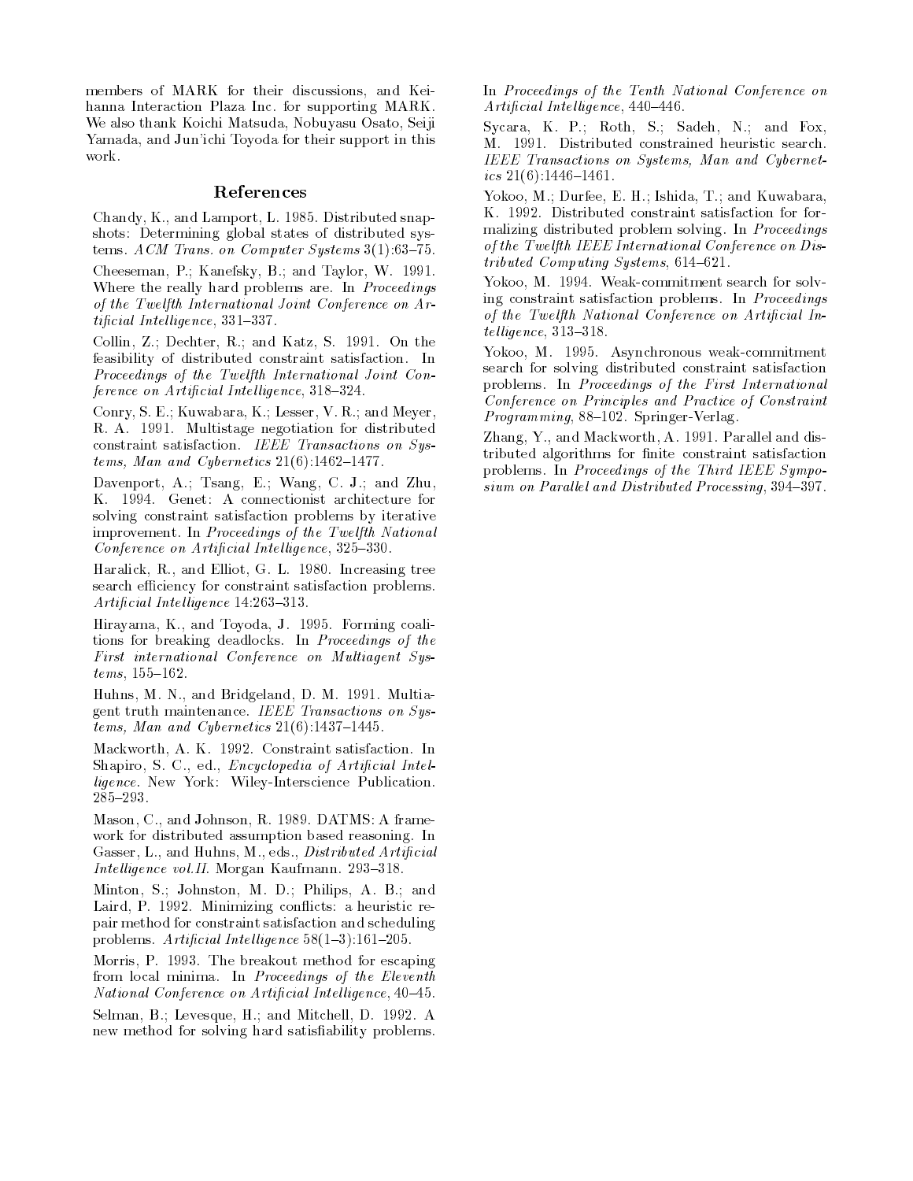members of MARK for their discussions, and Keihanna Interaction Plaza Inc. for supporting MARK. We also thank Koichi Matsuda, Nobuyasu Osato, Seiji Yamada, and Jun'ichi Toyoda for their support in this work.

## References

Chandy, K., and Lamport, L. 1985. Distributed snapshots: Determining global states of distributed systems. *ACM Trans. on Computer Systems* 3(1):63–75.

Cheeseman, P.; Kanefsky, B.; and Taylor, W. 1991. Where the really hard problems are. In *Proceedings of the Twelfth International Joint Conference on Artificial Intelligence*, 331–337.

Collin, Z.; Dechter, R.; and Katz, S. 1991. On the feasibility of distributed constraint satisfaction. In *Proceedings of the Twelfth International Joint Conference on Artificial Intelligence*, 318–324.

Conry, S. E.; Kuwabara, K.; Lesser, V. R.; and Meyer, R. A. 1991. Multistage negotiation for distributed constraint satisfaction. *IEEE Transactions on Systems, Man and Cybernetics* 21(6):1462–1477.

Davenport, A.; Tsang, E.; Wang, C. J.; and Zhu, K. 1994. Genet: A connectionist architecture for solving constraint satisfaction problems by iterative improvement. In *Proceedings of the Twelfth National Conference on Artificial Intelligence*, 325–330.

Haralick, R., and Elliot, G. L. 1980. Increasing tree search efficiency for constraint satisfaction problems. *Artificial Intelligence* 14:263–313.

Hirayama, K., and Toyoda, J. 1995. Forming coalitions for breaking deadlocks. In *Proceedings of the First international Conference on Multiagent Systems*, 155–162.

Huhns, M. N., and Bridgeland, D. M. 1991. Multiagent truth maintenance. *IEEE Transactions on Systems, Man and Cybernetics* 21(6):1437–1445.

Mackworth, A. K. 1992. Constraint satisfaction. In Shapiro, S. C., ed., *Encyclopedia of Artificial Intelligence*. New York: Wiley-Interscience Publication. 285–293.

Mason, C., and Johnson, R. 1989. DATMS: A framework for distributed assumption based reasoning. In Gasser, L., and Huhns, M., eds., *Distributed Artificial Intelligence vol.II*. Morgan Kaufmann. 293–318.

Minton, S.; Johnston, M. D.; Philips, A. B.; and Laird, P. 1992. Minimizing conflicts: a heuristic repair method for constraint satisfaction and scheduling problems. *Artificial Intelligence* 58(1–3):161–205.

Morris, P. 1993. The breakout method for escaping from local minima. In *Proceedings of the Eleventh National Conference on Artificial Intelligence*, 40–45.

Selman, B.; Levesque, H.; and Mitchell, D. 1992. A new method for solving hard satisfiability problems. In *Proceedings of the Tenth National Conference on Artificial Intelligence*, 440–446.

Sycara, K. P.; Roth, S.; Sadeh, N.; and Fox, M. 1991. Distributed constrained heuristic search. *IEEE Transactions on Systems, Man and Cybernetics* 21(6):1446–1461.

Yokoo, M.; Durfee, E. H.; Ishida, T.; and Kuwabara, K. 1992. Distributed constraint satisfaction for formalizing distributed problem solving. In *Proceedings of the Twelfth IEEE International Conference on Distributed Computing Systems*, 614–621.

Yokoo, M. 1994. Weak-commitment search for solving constraint satisfaction problems. In *Proceedings of the Twelfth National Conference on Artificial Intelligence*, 313–318.

Yokoo, M. 1995. Asynchronous weak-commitment search for solving distributed constraint satisfaction problems. In *Proceedings of the First International Conference on Principles and Practice of Constraint Programming*, 88–102. Springer-Verlag.

Zhang, Y., and Mackworth, A. 1991. Parallel and distributed algorithms for finite constraint satisfaction problems. In *Proceedings of the Third IEEE Symposium on Parallel and Distributed Processing*, 394–397.